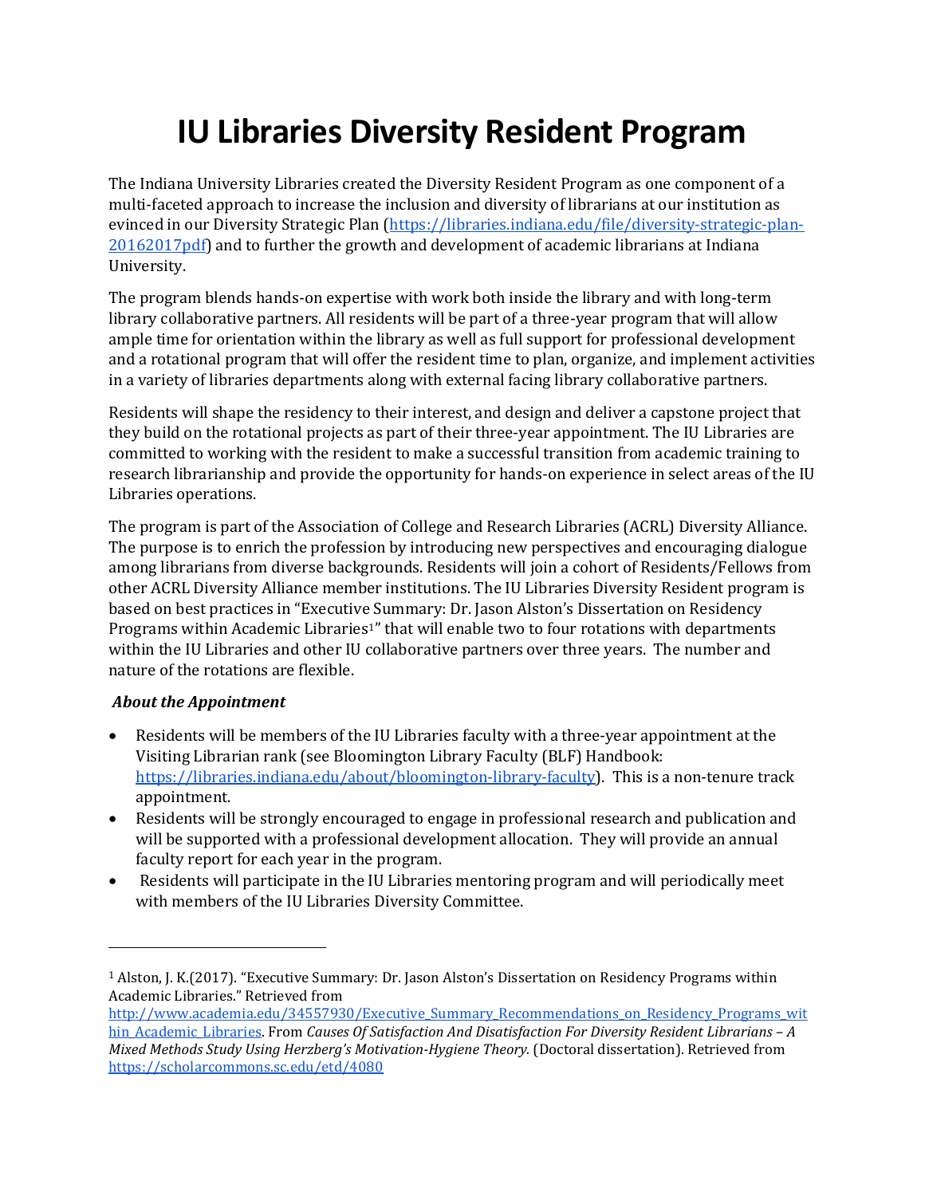# IU Libraries Diversity Resident Program

The Indiana University Libraries created the Diversity Resident Program as one component of a multi-faceted approach to increase the inclusion and diversity of librarians at our institution as evinced in our Diversity Strategic Plan (https://libraries.indiana.edu/file/diversity-strategic-plan-20162017pdf) and to further the growth and development of academic librarians at Indiana University.

The program blends hands-on expertise with work both inside the library and with long-term library collaborative partners. All residents will be part of a three-year program that will allow ample time for orientation within the library as well as full support for professional development and a rotational program that will offer the resident time to plan, organize, and implement activities in a variety of libraries departments along with external facing library collaborative partners.

Residents will shape the residency to their interest, and design and deliver a capstone project that they build on the rotational projects as part of their three-year appointment. The IU Libraries are committed to working with the resident to make a successful transition from academic training to research librarianship and provide the opportunity for hands-on experience in select areas of the IU Libraries operations.

The program is part of the Association of College and Research Libraries (ACRL) Diversity Alliance. The purpose is to enrich the profession by introducing new perspectives and encouraging dialogue among librarians from diverse backgrounds. Residents will join a cohort of Residents/Fellows from other ACRL Diversity Alliance member institutions. The IU Libraries Diversity Resident program is based on best practices in "Executive Summary: Dr. Jason Alston's Dissertation on Residency Programs within Academic Libraries[1]" that will enable two to four rotations with departments within the IU Libraries and other IU collaborative partners over three years. The number and nature of the rotations are flexible.

***About the Appointment***

- Residents will be members of the IU Libraries faculty with a three-year appointment at the Visiting Librarian rank (see Bloomington Library Faculty (BLF) Handbook: https://libraries.indiana.edu/about/bloomington-library-faculty). This is a non-tenure track appointment.
- Residents will be strongly encouraged to engage in professional research and publication and will be supported with a professional development allocation. They will provide an annual faculty report for each year in the program.
- Residents will participate in the IU Libraries mentoring program and will periodically meet with members of the IU Libraries Diversity Committee.

---

[1] Alston, J. K.(2017). "Executive Summary: Dr. Jason Alston's Dissertation on Residency Programs within Academic Libraries." Retrieved from http://www.academia.edu/34557930/Executive_Summary_Recommendations_on_Residency_Programs_within_Academic_Libraries. From *Causes Of Satisfaction And Disatisfaction For Diversity Resident Librarians – A Mixed Methods Study Using Herzberg's Motivation-Hygiene Theory.* (Doctoral dissertation). Retrieved from https://scholarcommons.sc.edu/etd/4080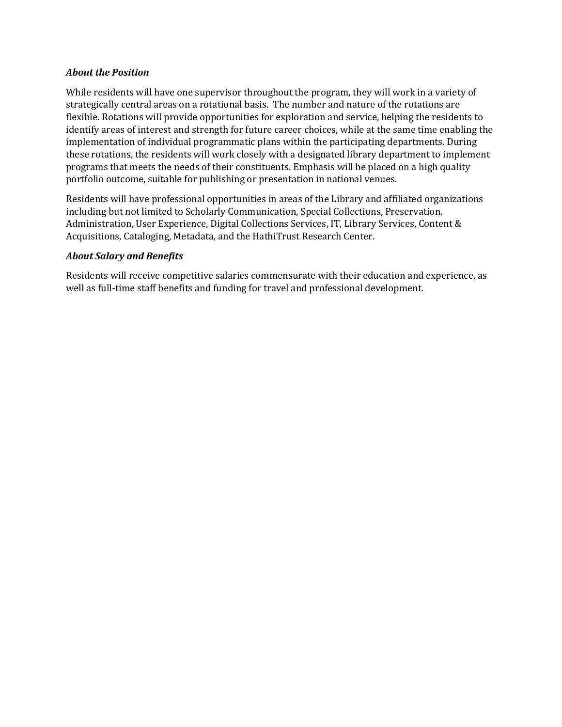***About the Position***

While residents will have one supervisor throughout the program, they will work in a variety of strategically central areas on a rotational basis. The number and nature of the rotations are flexible. Rotations will provide opportunities for exploration and service, helping the residents to identify areas of interest and strength for future career choices, while at the same time enabling the implementation of individual programmatic plans within the participating departments. During these rotations, the residents will work closely with a designated library department to implement programs that meets the needs of their constituents. Emphasis will be placed on a high quality portfolio outcome, suitable for publishing or presentation in national venues.

Residents will have professional opportunities in areas of the Library and affiliated organizations including but not limited to Scholarly Communication, Special Collections, Preservation, Administration, User Experience, Digital Collections Services, IT, Library Services, Content & Acquisitions, Cataloging, Metadata, and the HathiTrust Research Center.

***About Salary and Benefits***

Residents will receive competitive salaries commensurate with their education and experience, as well as full-time staff benefits and funding for travel and professional development.